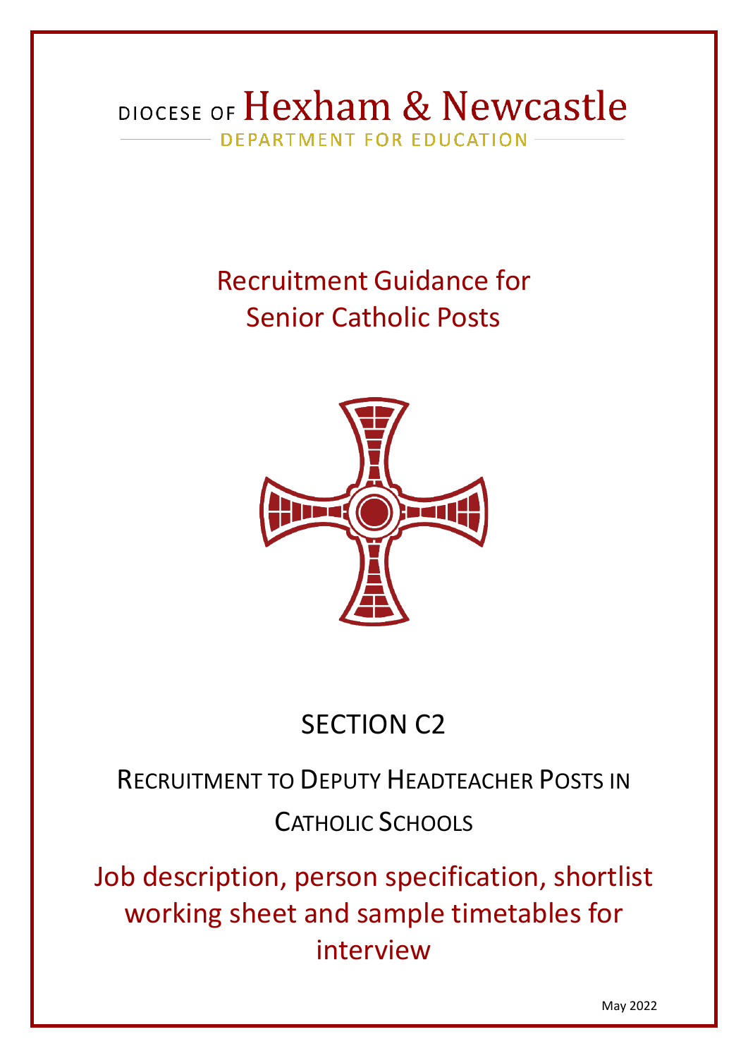DIOCESE OF Hexham & Newcastle

DEPARTMENT FOR EDUCATION

# Recruitment Guidance for Senior Catholic Posts

## SECTION C2

## RECRUITMENT TO DEPUTY HEADTEACHER POSTS IN CATHOLIC SCHOOLS

### Job description, person specification, shortlist working sheet and sample timetables for interview

May 2022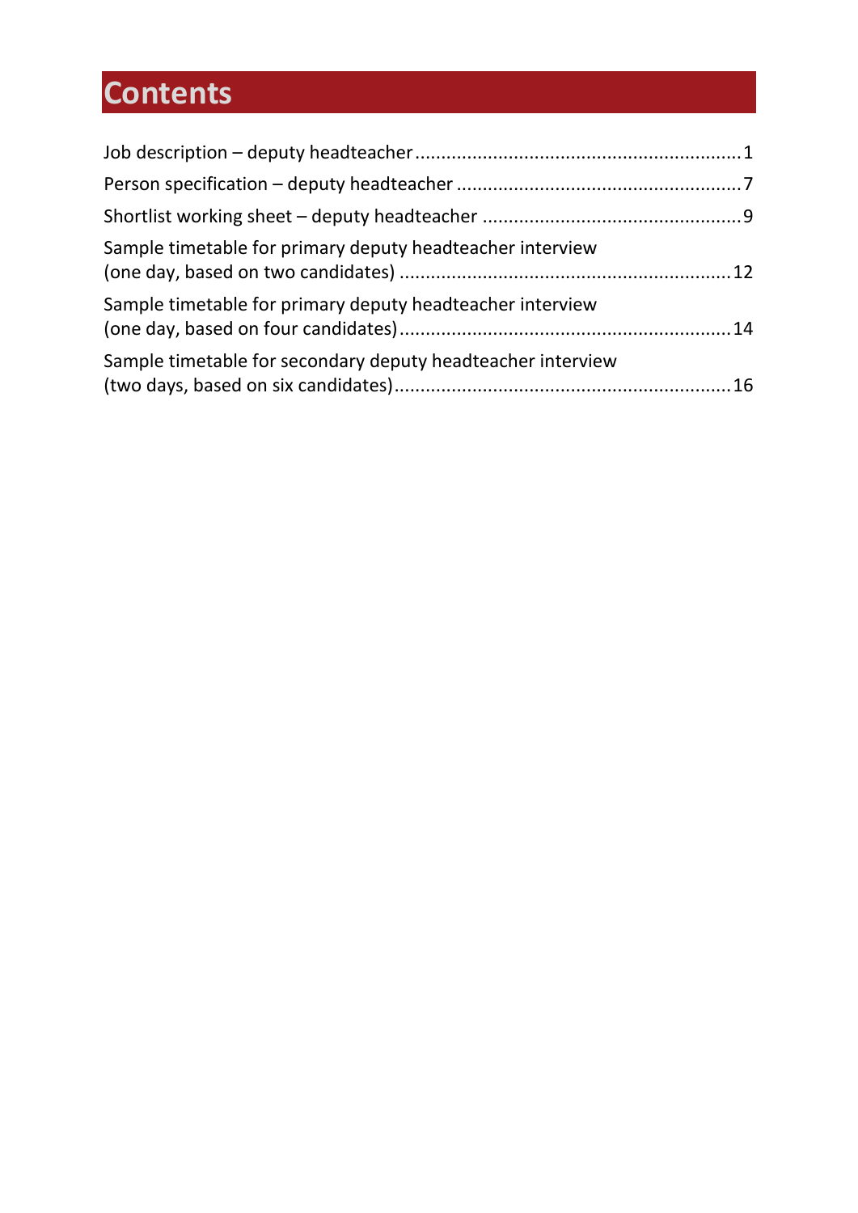# Contents

Job description – deputy headteacher .......... 1

Person specification – deputy headteacher .......... 7

Shortlist working sheet – deputy headteacher .......... 9

Sample timetable for primary deputy headteacher interview (one day, based on two candidates) .......... 12

Sample timetable for primary deputy headteacher interview (one day, based on four candidates) .......... 14

Sample timetable for secondary deputy headteacher interview (two days, based on six candidates) .......... 16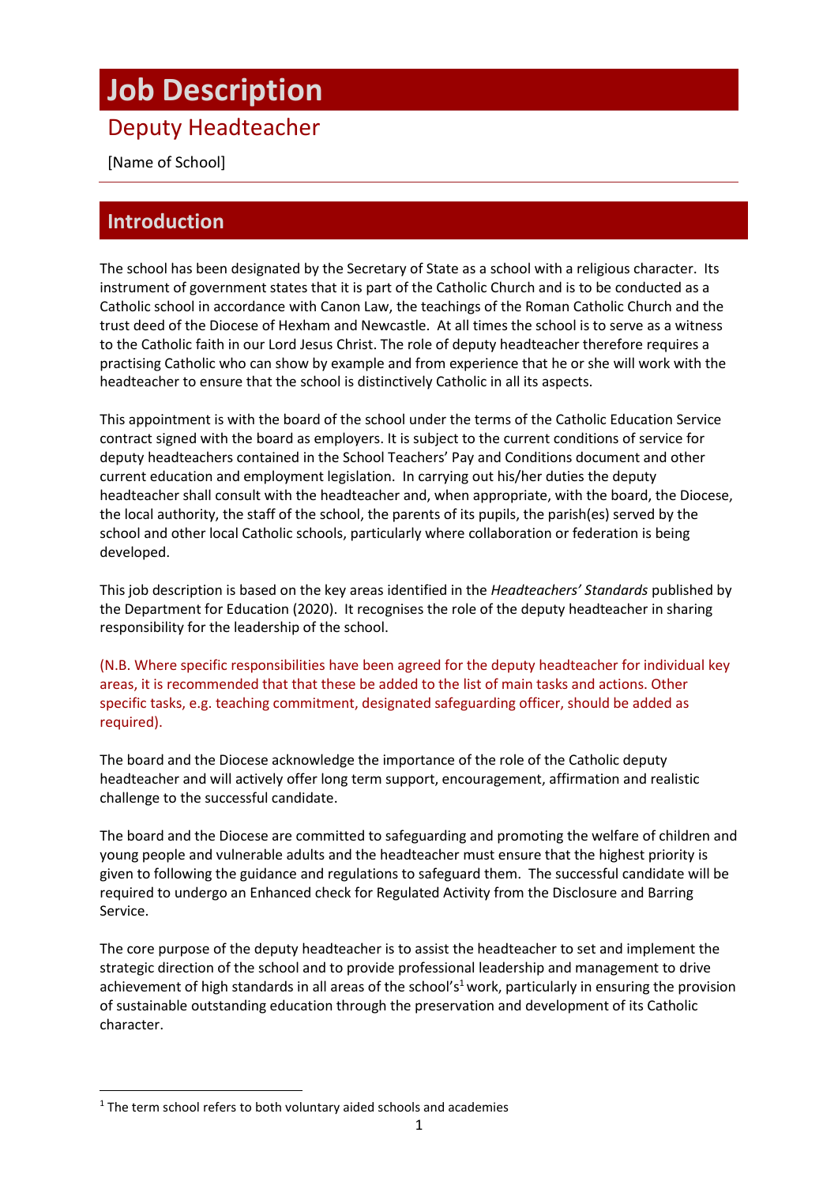#  Job Description

## Deputy Headteacher

[Name of School]

---

## Introduction

The school has been designated by the Secretary of State as a school with a religious character. Its instrument of government states that it is part of the Catholic Church and is to be conducted as a Catholic school in accordance with Canon Law, the teachings of the Roman Catholic Church and the trust deed of the Diocese of Hexham and Newcastle. At all times the school is to serve as a witness to the Catholic faith in our Lord Jesus Christ. The role of deputy headteacher therefore requires a practising Catholic who can show by example and from experience that he or she will work with the headteacher to ensure that the school is distinctively Catholic in all its aspects.

This appointment is with the board of the school under the terms of the Catholic Education Service contract signed with the board as employers. It is subject to the current conditions of service for deputy headteachers contained in the School Teachers' Pay and Conditions document and other current education and employment legislation. In carrying out his/her duties the deputy headteacher shall consult with the headteacher and, when appropriate, with the board, the Diocese, the local authority, the staff of the school, the parents of its pupils, the parish(es) served by the school and other local Catholic schools, particularly where collaboration or federation is being developed.

This job description is based on the key areas identified in the *Headteachers' Standards* published by the Department for Education (2020). It recognises the role of the deputy headteacher in sharing responsibility for the leadership of the school.

(N.B. Where specific responsibilities have been agreed for the deputy headteacher for individual key areas, it is recommended that that these be added to the list of main tasks and actions. Other specific tasks, e.g. teaching commitment, designated safeguarding officer, should be added as required).

The board and the Diocese acknowledge the importance of the role of the Catholic deputy headteacher and will actively offer long term support, encouragement, affirmation and realistic challenge to the successful candidate.

The board and the Diocese are committed to safeguarding and promoting the welfare of children and young people and vulnerable adults and the headteacher must ensure that the highest priority is given to following the guidance and regulations to safeguard them. The successful candidate will be required to undergo an Enhanced check for Regulated Activity from the Disclosure and Barring Service.

The core purpose of the deputy headteacher is to assist the headteacher to set and implement the strategic direction of the school and to provide professional leadership and management to drive achievement of high standards in all areas of the school's[1] work, particularly in ensuring the provision of sustainable outstanding education through the preservation and development of its Catholic character.

---

[1] The term school refers to both voluntary aided schools and academies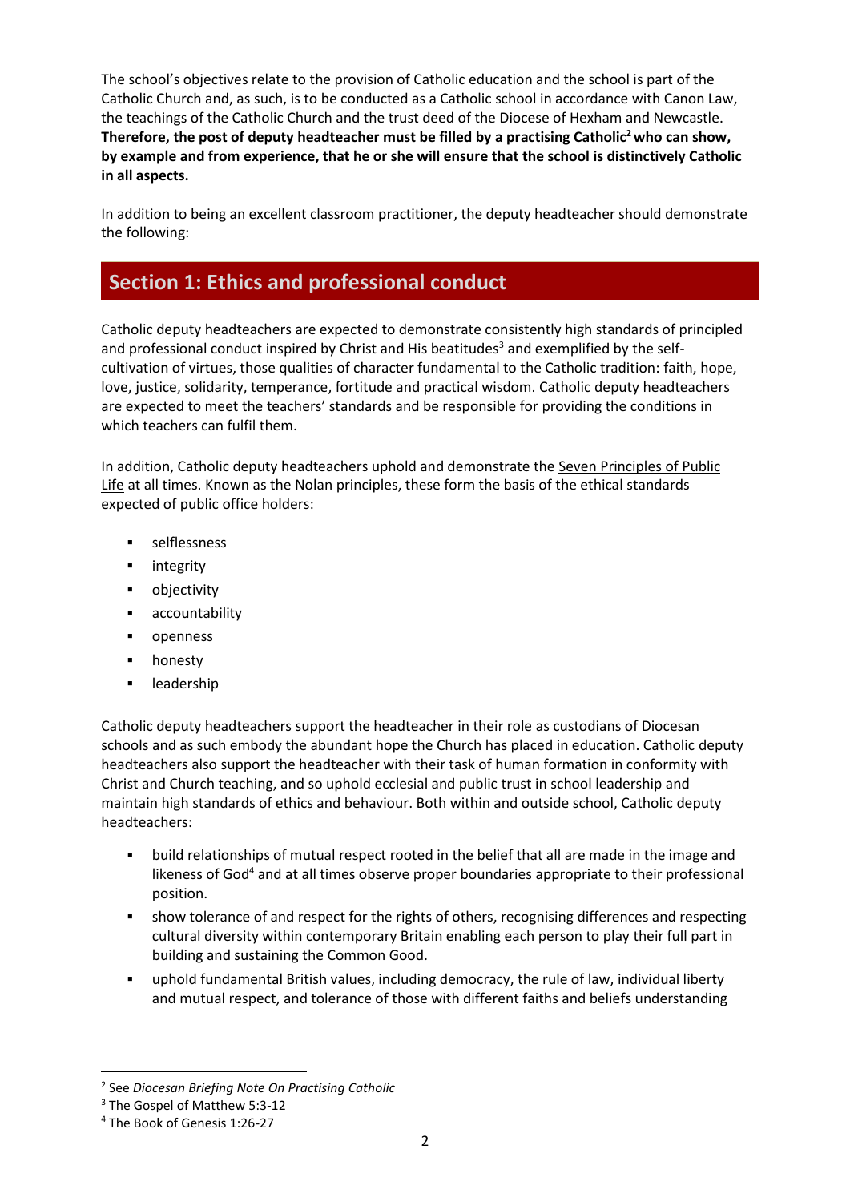The school's objectives relate to the provision of Catholic education and the school is part of the Catholic Church and, as such, is to be conducted as a Catholic school in accordance with Canon Law, the teachings of the Catholic Church and the trust deed of the Diocese of Hexham and Newcastle. **Therefore, the post of deputy headteacher must be filled by a practising Catholic[2] who can show, by example and from experience, that he or she will ensure that the school is distinctively Catholic in all aspects.**

In addition to being an excellent classroom practitioner, the deputy headteacher should demonstrate the following:

## Section 1: Ethics and professional conduct

Catholic deputy headteachers are expected to demonstrate consistently high standards of principled and professional conduct inspired by Christ and His beatitudes[3] and exemplified by the self-cultivation of virtues, those qualities of character fundamental to the Catholic tradition: faith, hope, love, justice, solidarity, temperance, fortitude and practical wisdom. Catholic deputy headteachers are expected to meet the teachers' standards and be responsible for providing the conditions in which teachers can fulfil them.

In addition, Catholic deputy headteachers uphold and demonstrate the Seven Principles of Public Life at all times. Known as the Nolan principles, these form the basis of the ethical standards expected of public office holders:

- selflessness
- integrity
- objectivity
- accountability
- openness
- honesty
- leadership

Catholic deputy headteachers support the headteacher in their role as custodians of Diocesan schools and as such embody the abundant hope the Church has placed in education. Catholic deputy headteachers also support the headteacher with their task of human formation in conformity with Christ and Church teaching, and so uphold ecclesial and public trust in school leadership and maintain high standards of ethics and behaviour. Both within and outside school, Catholic deputy headteachers:

- build relationships of mutual respect rooted in the belief that all are made in the image and likeness of God[4] and at all times observe proper boundaries appropriate to their professional position.
- show tolerance of and respect for the rights of others, recognising differences and respecting cultural diversity within contemporary Britain enabling each person to play their full part in building and sustaining the Common Good.
- uphold fundamental British values, including democracy, the rule of law, individual liberty and mutual respect, and tolerance of those with different faiths and beliefs understanding

---

[2] See *Diocesan Briefing Note On Practising Catholic*

[3] The Gospel of Matthew 5:3-12

[4] The Book of Genesis 1:26-27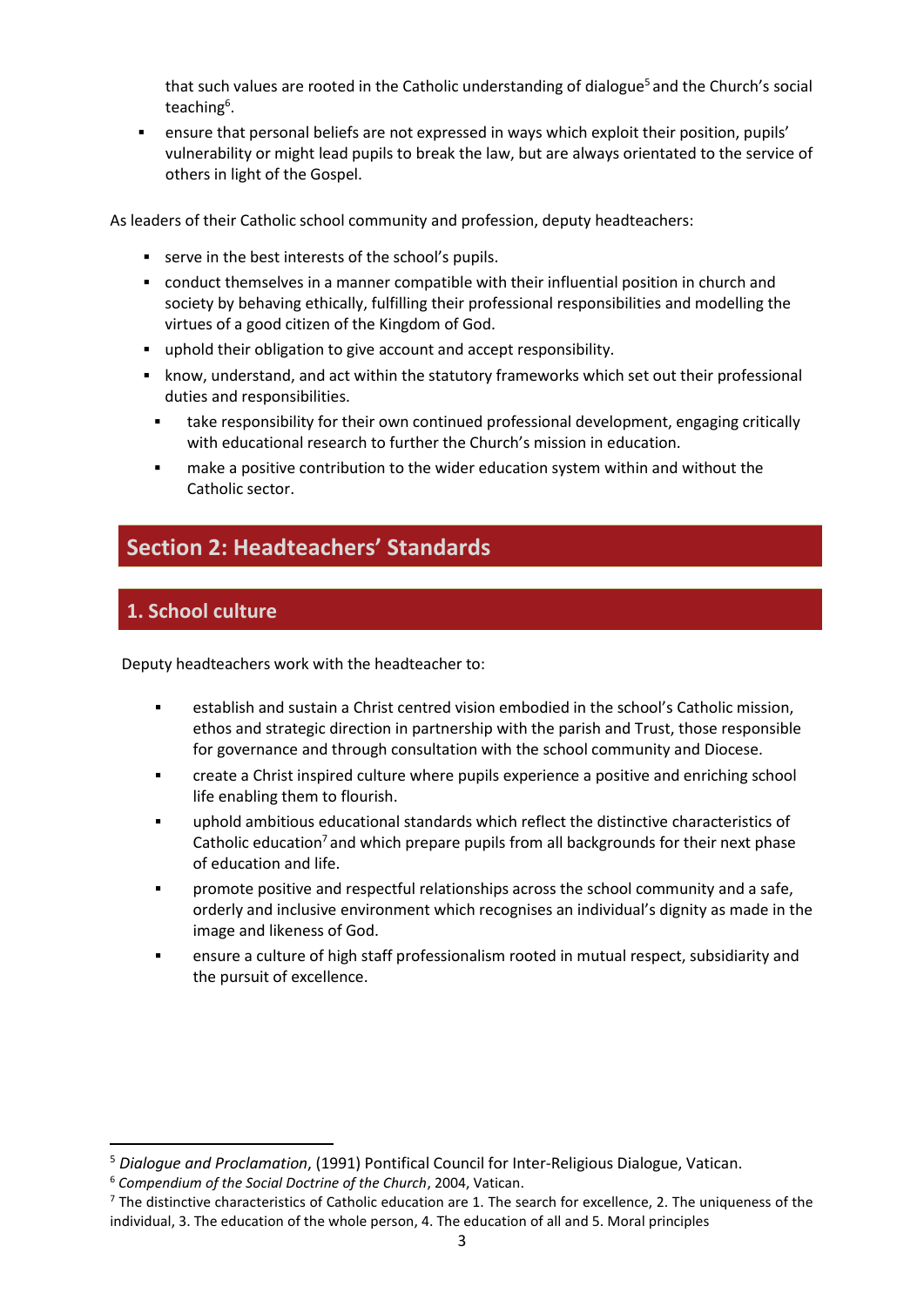that such values are rooted in the Catholic understanding of dialogue[5] and the Church's social teaching[6].

- ensure that personal beliefs are not expressed in ways which exploit their position, pupils' vulnerability or might lead pupils to break the law, but are always orientated to the service of others in light of the Gospel.

As leaders of their Catholic school community and profession, deputy headteachers:

- serve in the best interests of the school's pupils.
- conduct themselves in a manner compatible with their influential position in church and society by behaving ethically, fulfilling their professional responsibilities and modelling the virtues of a good citizen of the Kingdom of God.
- uphold their obligation to give account and accept responsibility.
- know, understand, and act within the statutory frameworks which set out their professional duties and responsibilities.
- take responsibility for their own continued professional development, engaging critically with educational research to further the Church's mission in education.
- make a positive contribution to the wider education system within and without the Catholic sector.

## Section 2: Headteachers' Standards

### 1. School culture

Deputy headteachers work with the headteacher to:

- establish and sustain a Christ centred vision embodied in the school's Catholic mission, ethos and strategic direction in partnership with the parish and Trust, those responsible for governance and through consultation with the school community and Diocese.
- create a Christ inspired culture where pupils experience a positive and enriching school life enabling them to flourish.
- uphold ambitious educational standards which reflect the distinctive characteristics of Catholic education[7] and which prepare pupils from all backgrounds for their next phase of education and life.
- promote positive and respectful relationships across the school community and a safe, orderly and inclusive environment which recognises an individual's dignity as made in the image and likeness of God.
- ensure a culture of high staff professionalism rooted in mutual respect, subsidiarity and the pursuit of excellence.

---

[5] *Dialogue and Proclamation*, (1991) Pontifical Council for Inter-Religious Dialogue, Vatican.

[6] *Compendium of the Social Doctrine of the Church*, 2004, Vatican.

[7] The distinctive characteristics of Catholic education are 1. The search for excellence, 2. The uniqueness of the individual, 3. The education of the whole person, 4. The education of all and 5. Moral principles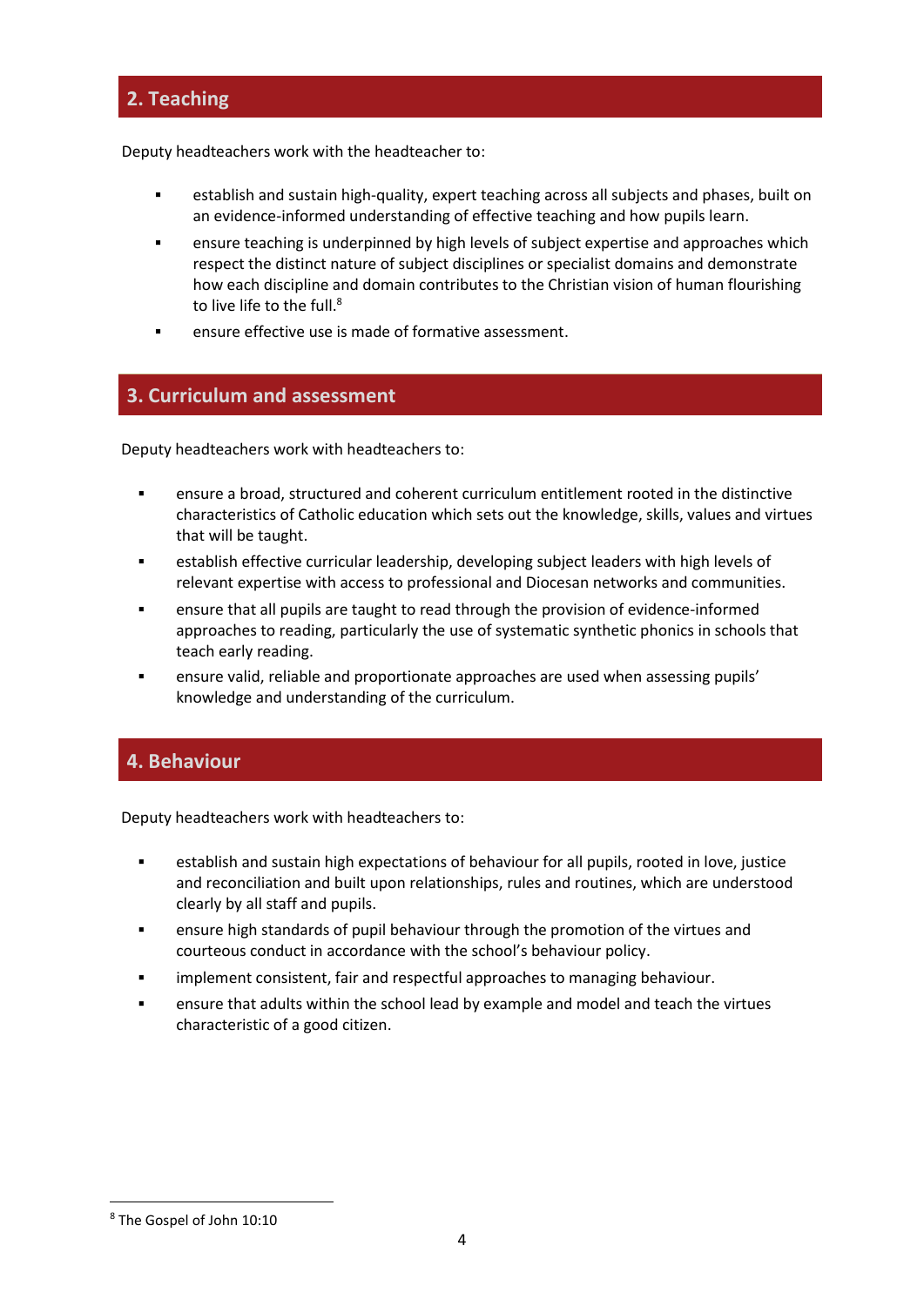## 2. Teaching

Deputy headteachers work with the headteacher to:

- establish and sustain high-quality, expert teaching across all subjects and phases, built on an evidence-informed understanding of effective teaching and how pupils learn.
- ensure teaching is underpinned by high levels of subject expertise and approaches which respect the distinct nature of subject disciplines or specialist domains and demonstrate how each discipline and domain contributes to the Christian vision of human flourishing to live life to the full.[8]
- ensure effective use is made of formative assessment.

## 3. Curriculum and assessment

Deputy headteachers work with headteachers to:

- ensure a broad, structured and coherent curriculum entitlement rooted in the distinctive characteristics of Catholic education which sets out the knowledge, skills, values and virtues that will be taught.
- establish effective curricular leadership, developing subject leaders with high levels of relevant expertise with access to professional and Diocesan networks and communities.
- ensure that all pupils are taught to read through the provision of evidence-informed approaches to reading, particularly the use of systematic synthetic phonics in schools that teach early reading.
- ensure valid, reliable and proportionate approaches are used when assessing pupils' knowledge and understanding of the curriculum.

## 4. Behaviour

Deputy headteachers work with headteachers to:

- establish and sustain high expectations of behaviour for all pupils, rooted in love, justice and reconciliation and built upon relationships, rules and routines, which are understood clearly by all staff and pupils.
- ensure high standards of pupil behaviour through the promotion of the virtues and courteous conduct in accordance with the school's behaviour policy.
- implement consistent, fair and respectful approaches to managing behaviour.
- ensure that adults within the school lead by example and model and teach the virtues characteristic of a good citizen.

---

[8] The Gospel of John 10:10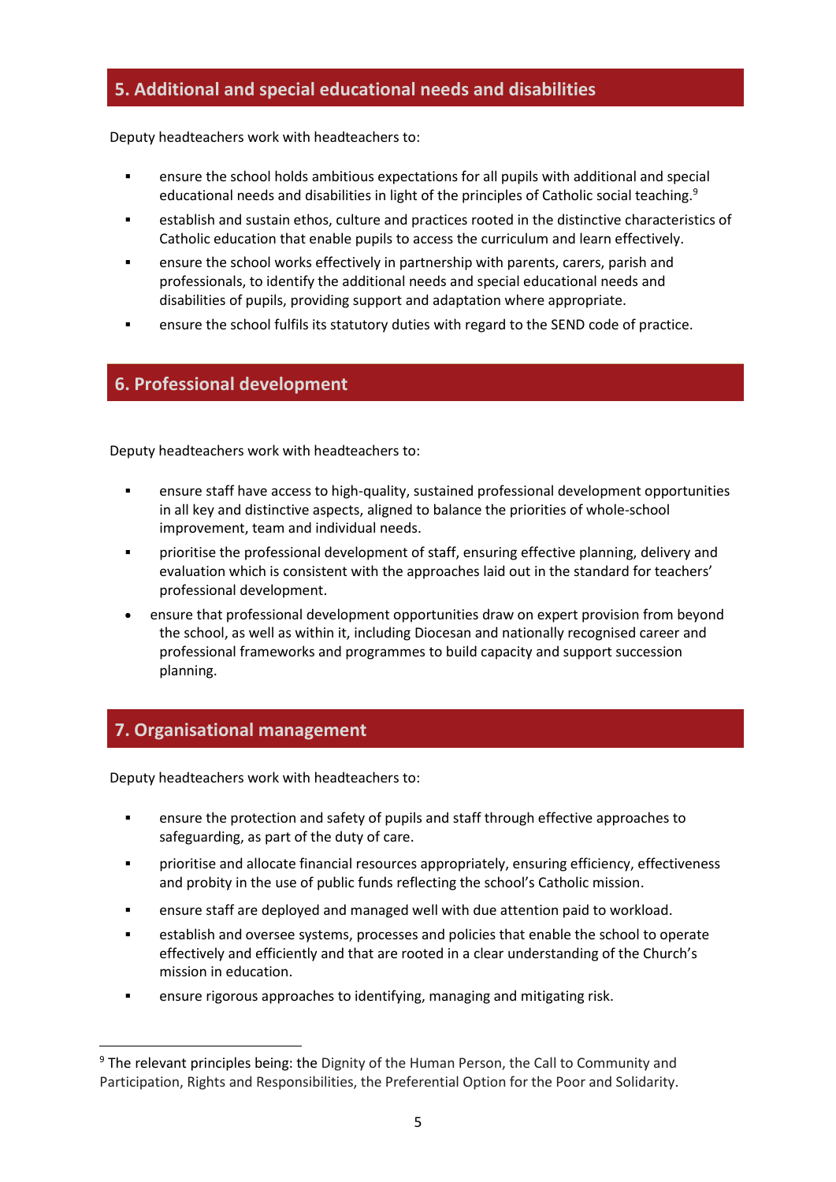## 5. Additional and special educational needs and disabilities

Deputy headteachers work with headteachers to:

- ensure the school holds ambitious expectations for all pupils with additional and special educational needs and disabilities in light of the principles of Catholic social teaching.[9]
- establish and sustain ethos, culture and practices rooted in the distinctive characteristics of Catholic education that enable pupils to access the curriculum and learn effectively.
- ensure the school works effectively in partnership with parents, carers, parish and professionals, to identify the additional needs and special educational needs and disabilities of pupils, providing support and adaptation where appropriate.
- ensure the school fulfils its statutory duties with regard to the SEND code of practice.

## 6. Professional development

Deputy headteachers work with headteachers to:

- ensure staff have access to high-quality, sustained professional development opportunities in all key and distinctive aspects, aligned to balance the priorities of whole-school improvement, team and individual needs.
- prioritise the professional development of staff, ensuring effective planning, delivery and evaluation which is consistent with the approaches laid out in the standard for teachers' professional development.
- ensure that professional development opportunities draw on expert provision from beyond the school, as well as within it, including Diocesan and nationally recognised career and professional frameworks and programmes to build capacity and support succession planning.

## 7. Organisational management

Deputy headteachers work with headteachers to:

- ensure the protection and safety of pupils and staff through effective approaches to safeguarding, as part of the duty of care.
- prioritise and allocate financial resources appropriately, ensuring efficiency, effectiveness and probity in the use of public funds reflecting the school's Catholic mission.
- ensure staff are deployed and managed well with due attention paid to workload.
- establish and oversee systems, processes and policies that enable the school to operate effectively and efficiently and that are rooted in a clear understanding of the Church's mission in education.
- ensure rigorous approaches to identifying, managing and mitigating risk.

---

[9] The relevant principles being: the Dignity of the Human Person, the Call to Community and Participation, Rights and Responsibilities, the Preferential Option for the Poor and Solidarity.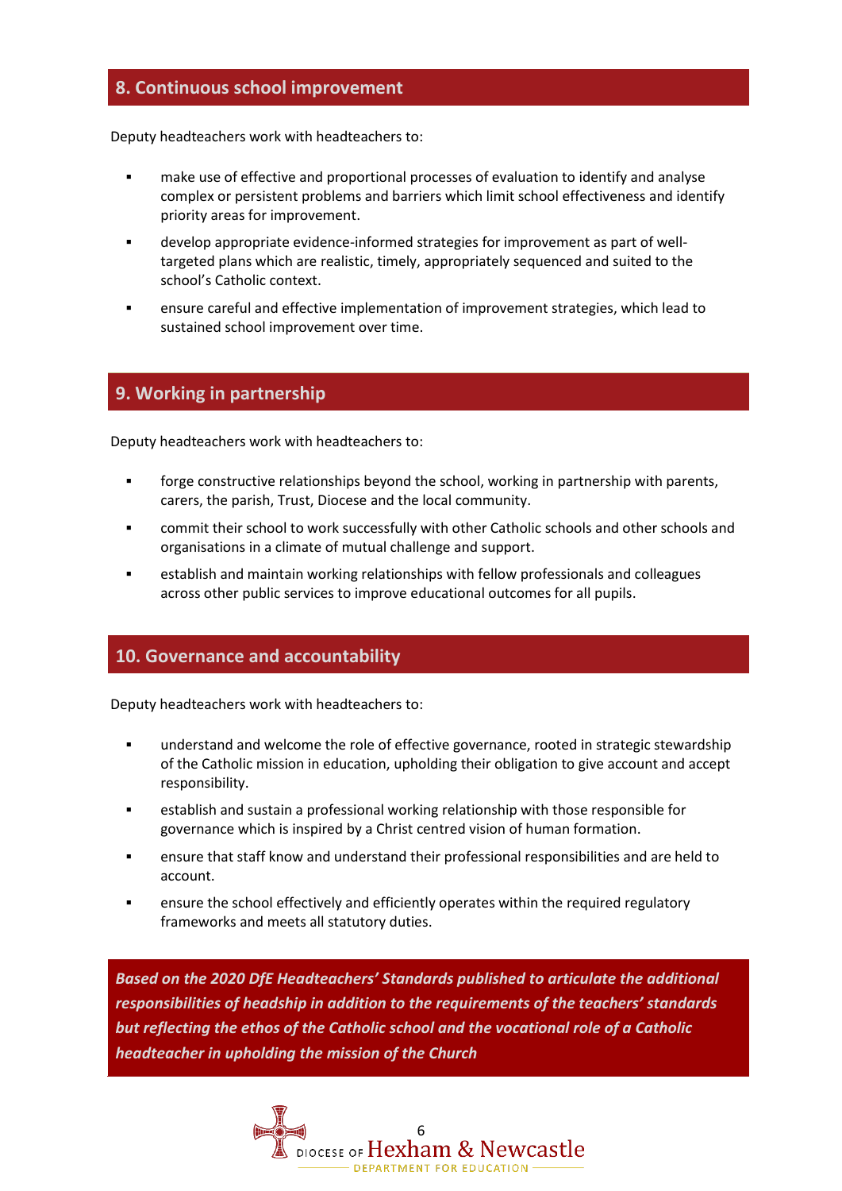## 8. Continuous school improvement

Deputy headteachers work with headteachers to:

- make use of effective and proportional processes of evaluation to identify and analyse complex or persistent problems and barriers which limit school effectiveness and identify priority areas for improvement.
- develop appropriate evidence-informed strategies for improvement as part of well-targeted plans which are realistic, timely, appropriately sequenced and suited to the school's Catholic context.
- ensure careful and effective implementation of improvement strategies, which lead to sustained school improvement over time.

## 9. Working in partnership

Deputy headteachers work with headteachers to:

- forge constructive relationships beyond the school, working in partnership with parents, carers, the parish, Trust, Diocese and the local community.
- commit their school to work successfully with other Catholic schools and other schools and organisations in a climate of mutual challenge and support.
- establish and maintain working relationships with fellow professionals and colleagues across other public services to improve educational outcomes for all pupils.

## 10. Governance and accountability

Deputy headteachers work with headteachers to:

- understand and welcome the role of effective governance, rooted in strategic stewardship of the Catholic mission in education, upholding their obligation to give account and accept responsibility.
- establish and sustain a professional working relationship with those responsible for governance which is inspired by a Christ centred vision of human formation.
- ensure that staff know and understand their professional responsibilities and are held to account.
- ensure the school effectively and efficiently operates within the required regulatory frameworks and meets all statutory duties.

***Based on the 2020 DfE Headteachers' Standards published to articulate the additional responsibilities of headship in addition to the requirements of the teachers' standards but reflecting the ethos of the Catholic school and the vocational role of a Catholic headteacher in upholding the mission of the Church***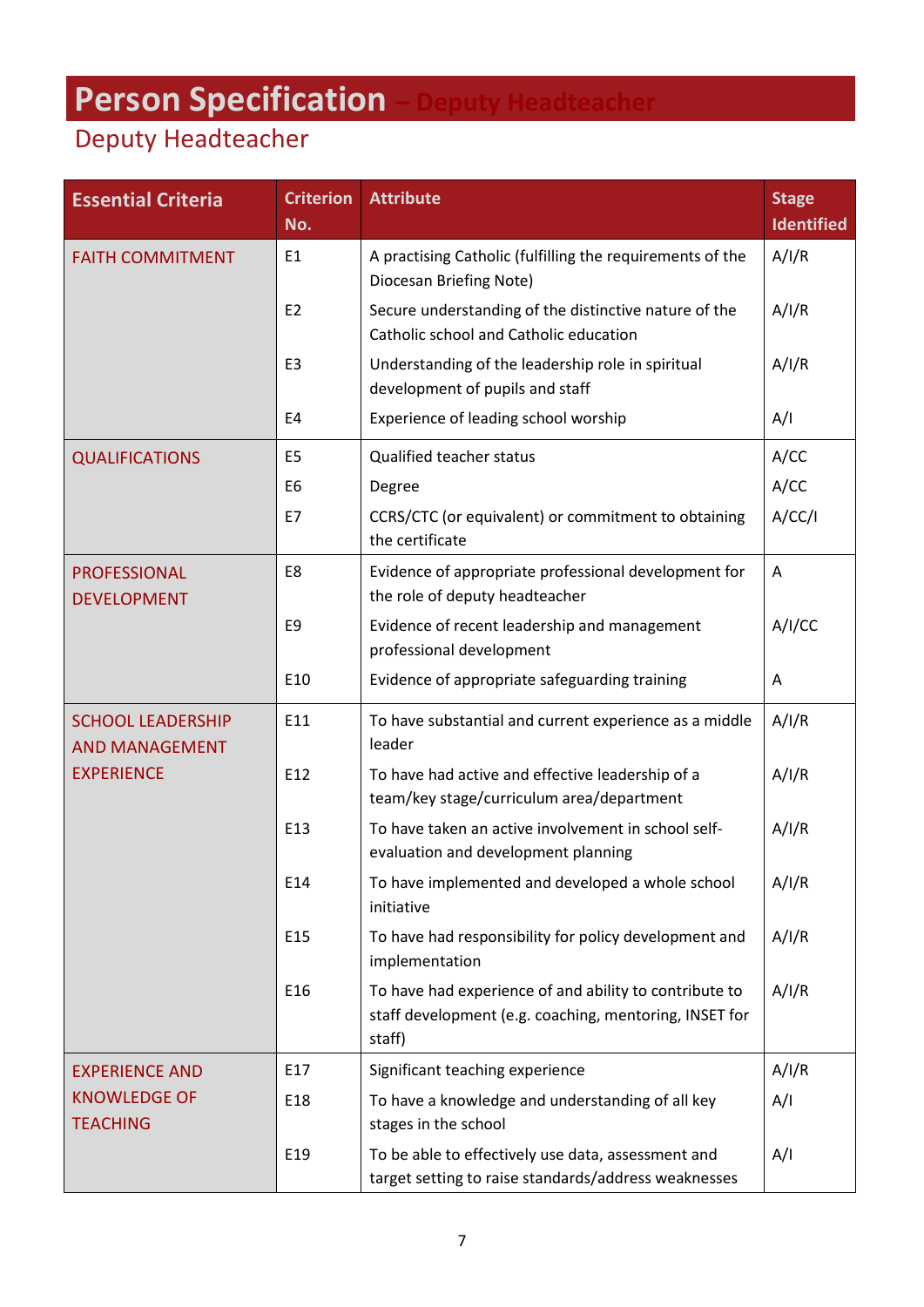# Person Specification – Deputy Headteacher

## Deputy Headteacher

| Essential Criteria | Criterion No. | Attribute | Stage Identified |
|---|---|---|---|
| FAITH COMMITMENT | E1 | A practising Catholic (fulfilling the requirements of the Diocesan Briefing Note) | A/I/R |
| | E2 | Secure understanding of the distinctive nature of the Catholic school and Catholic education | A/I/R |
| | E3 | Understanding of the leadership role in spiritual development of pupils and staff | A/I/R |
| | E4 | Experience of leading school worship | A/I |
| QUALIFICATIONS | E5 | Qualified teacher status | A/CC |
| | E6 | Degree | A/CC |
| | E7 | CCRS/CTC (or equivalent) or commitment to obtaining the certificate | A/CC/I |
| PROFESSIONAL DEVELOPMENT | E8 | Evidence of appropriate professional development for the role of deputy headteacher | A |
| | E9 | Evidence of recent leadership and management professional development | A/I/CC |
| | E10 | Evidence of appropriate safeguarding training | A |
| SCHOOL LEADERSHIP AND MANAGEMENT EXPERIENCE | E11 | To have substantial and current experience as a middle leader | A/I/R |
| | E12 | To have had active and effective leadership of a team/key stage/curriculum area/department | A/I/R |
| | E13 | To have taken an active involvement in school self-evaluation and development planning | A/I/R |
| | E14 | To have implemented and developed a whole school initiative | A/I/R |
| | E15 | To have had responsibility for policy development and implementation | A/I/R |
| | E16 | To have had experience of and ability to contribute to staff development (e.g. coaching, mentoring, INSET for staff) | A/I/R |
| EXPERIENCE AND KNOWLEDGE OF TEACHING | E17 | Significant teaching experience | A/I/R |
| | E18 | To have a knowledge and understanding of all key stages in the school | A/I |
| | E19 | To be able to effectively use data, assessment and target setting to raise standards/address weaknesses | A/I |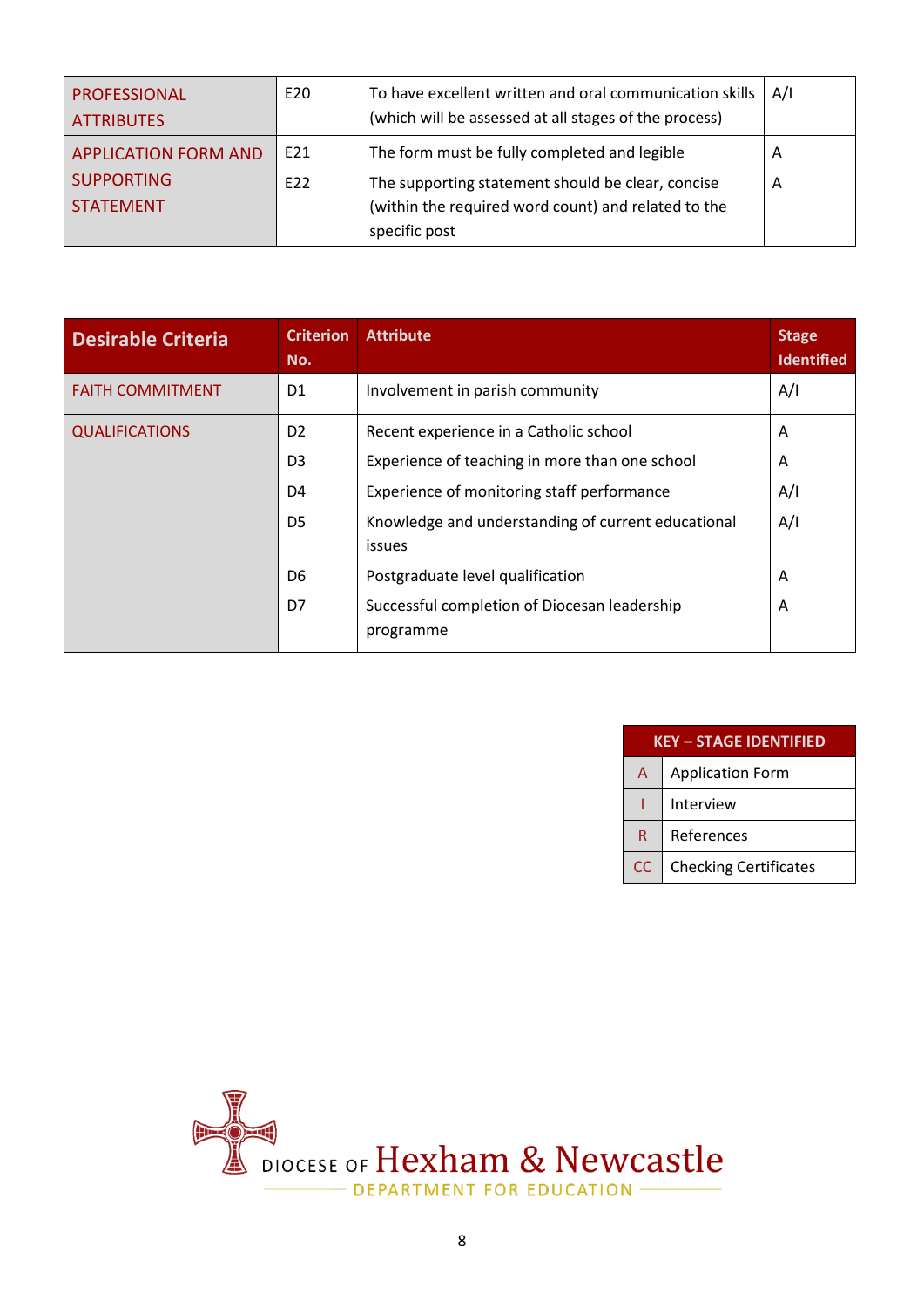| | | | |
|---|---|---|---|
| PROFESSIONAL ATTRIBUTES | E20 | To have excellent written and oral communication skills (which will be assessed at all stages of the process) | A/I |
| APPLICATION FORM AND SUPPORTING STATEMENT | E21 | The form must be fully completed and legible | A |
| | E22 | The supporting statement should be clear, concise (within the required word count) and related to the specific post | A |

| Desirable Criteria | Criterion No. | Attribute | Stage Identified |
|---|---|---|---|
| FAITH COMMITMENT | D1 | Involvement in parish community | A/I |
| QUALIFICATIONS | D2 | Recent experience in a Catholic school | A |
| | D3 | Experience of teaching in more than one school | A |
| | D4 | Experience of monitoring staff performance | A/I |
| | D5 | Knowledge and understanding of current educational issues | A/I |
| | D6 | Postgraduate level qualification | A |
| | D7 | Successful completion of Diocesan leadership programme | A |

| KEY – STAGE IDENTIFIED | |
|---|---|
| A | Application Form |
| I | Interview |
| R | References |
| CC | Checking Certificates |

DIOCESE OF Hexham & Newcastle
DEPARTMENT FOR EDUCATION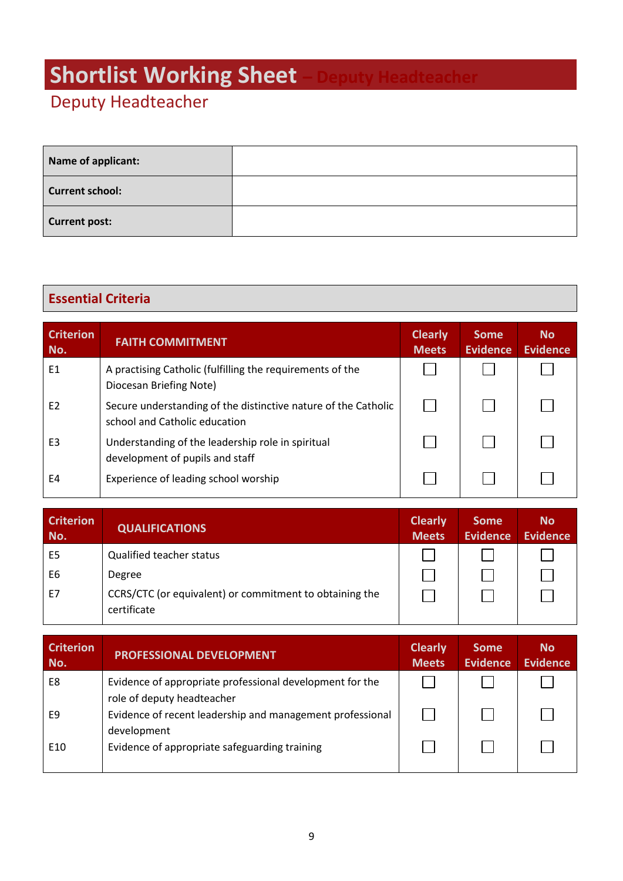# Shortlist Working Sheet – Deputy Headteacher

## Deputy Headteacher

| **Name of applicant:** | |
|---|---|
| **Current school:** | |
| **Current post:** | |

## Essential Criteria

| Criterion No. | FAITH COMMITMENT | Clearly Meets | Some Evidence | No Evidence |
|---|---|---|---|---|
| E1 | A practising Catholic (fulfilling the requirements of the Diocesan Briefing Note) | ☐ | ☐ | ☐ |
| E2 | Secure understanding of the distinctive nature of the Catholic school and Catholic education | ☐ | ☐ | ☐ |
| E3 | Understanding of the leadership role in spiritual development of pupils and staff | ☐ | ☐ | ☐ |
| E4 | Experience of leading school worship | ☐ | ☐ | ☐ |

| Criterion No. | QUALIFICATIONS | Clearly Meets | Some Evidence | No Evidence |
|---|---|---|---|---|
| E5 | Qualified teacher status | ☐ | ☐ | ☐ |
| E6 | Degree | ☐ | ☐ | ☐ |
| E7 | CCRS/CTC (or equivalent) or commitment to obtaining the certificate | ☐ | ☐ | ☐ |

| Criterion No. | PROFESSIONAL DEVELOPMENT | Clearly Meets | Some Evidence | No Evidence |
|---|---|---|---|---|
| E8 | Evidence of appropriate professional development for the role of deputy headteacher | ☐ | ☐ | ☐ |
| E9 | Evidence of recent leadership and management professional development | ☐ | ☐ | ☐ |
| E10 | Evidence of appropriate safeguarding training | ☐ | ☐ | ☐ |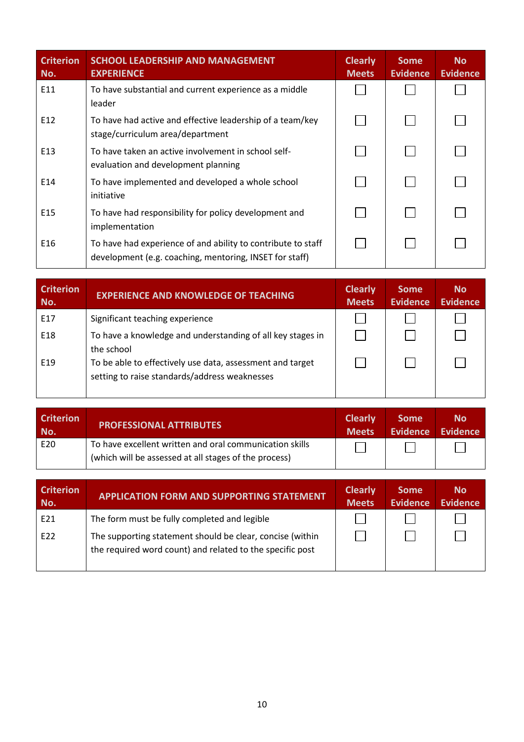| Criterion No. | SCHOOL LEADERSHIP AND MANAGEMENT EXPERIENCE | Clearly Meets | Some Evidence | No Evidence |
|---|---|---|---|---|
| E11 | To have substantial and current experience as a middle leader | ☐ | ☐ | ☐ |
| E12 | To have had active and effective leadership of a team/key stage/curriculum area/department | ☐ | ☐ | ☐ |
| E13 | To have taken an active involvement in school self-evaluation and development planning | ☐ | ☐ | ☐ |
| E14 | To have implemented and developed a whole school initiative | ☐ | ☐ | ☐ |
| E15 | To have had responsibility for policy development and implementation | ☐ | ☐ | ☐ |
| E16 | To have had experience of and ability to contribute to staff development (e.g. coaching, mentoring, INSET for staff) | ☐ | ☐ | ☐ |

| Criterion No. | EXPERIENCE AND KNOWLEDGE OF TEACHING | Clearly Meets | Some Evidence | No Evidence |
|---|---|---|---|---|
| E17 | Significant teaching experience | ☐ | ☐ | ☐ |
| E18 | To have a knowledge and understanding of all key stages in the school | ☐ | ☐ | ☐ |
| E19 | To be able to effectively use data, assessment and target setting to raise standards/address weaknesses | ☐ | ☐ | ☐ |

| Criterion No. | PROFESSIONAL ATTRIBUTES | Clearly Meets | Some Evidence | No Evidence |
|---|---|---|---|---|
| E20 | To have excellent written and oral communication skills (which will be assessed at all stages of the process) | ☐ | ☐ | ☐ |

| Criterion No. | APPLICATION FORM AND SUPPORTING STATEMENT | Clearly Meets | Some Evidence | No Evidence |
|---|---|---|---|---|
| E21 | The form must be fully completed and legible | ☐ | ☐ | ☐ |
| E22 | The supporting statement should be clear, concise (within the required word count) and related to the specific post | ☐ | ☐ | ☐ |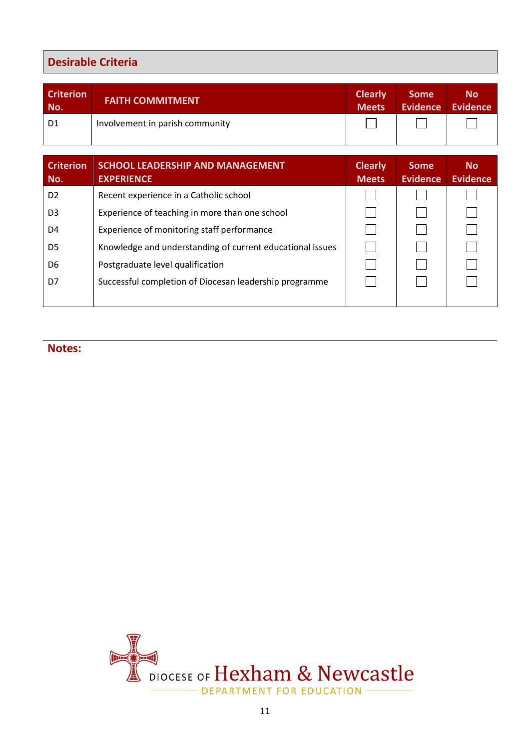## Desirable Criteria

| Criterion No. | FAITH COMMITMENT | Clearly Meets | Some Evidence | No Evidence |
|---|---|---|---|---|
| D1 | Involvement in parish community | ☐ | ☐ | ☐ |

| Criterion No. | SCHOOL LEADERSHIP AND MANAGEMENT EXPERIENCE | Clearly Meets | Some Evidence | No Evidence |
|---|---|---|---|---|
| D2 | Recent experience in a Catholic school | ☐ | ☐ | ☐ |
| D3 | Experience of teaching in more than one school | ☐ | ☐ | ☐ |
| D4 | Experience of monitoring staff performance | ☐ | ☐ | ☐ |
| D5 | Knowledge and understanding of current educational issues | ☐ | ☐ | ☐ |
| D6 | Postgraduate level qualification | ☐ | ☐ | ☐ |
| D7 | Successful completion of Diocesan leadership programme | ☐ | ☐ | ☐ |

**Notes:**

DIOCESE OF Hexham & Newcastle
DEPARTMENT FOR EDUCATION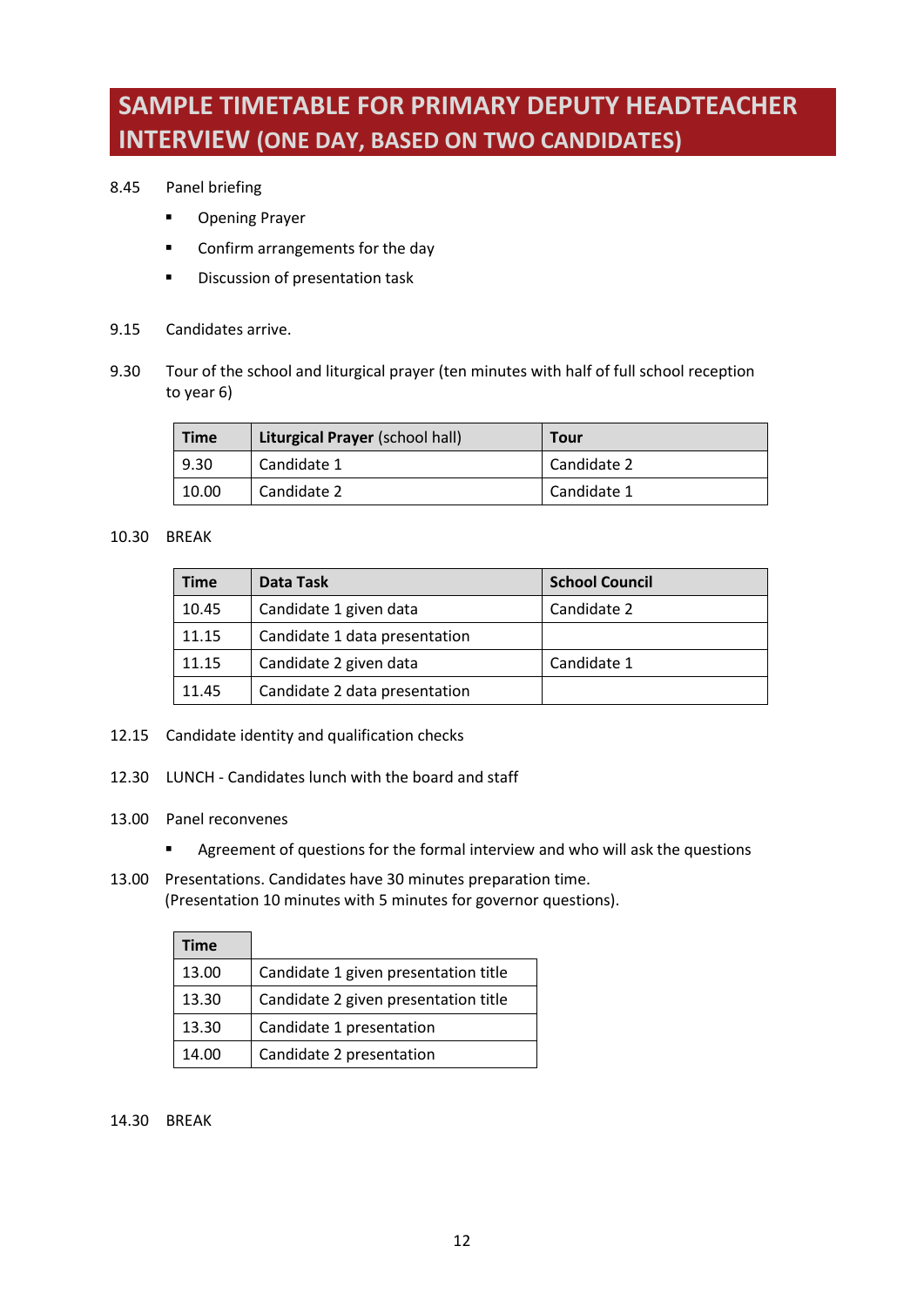# SAMPLE TIMETABLE FOR PRIMARY DEPUTY HEADTEACHER INTERVIEW (ONE DAY, BASED ON TWO CANDIDATES)

8.45 Panel briefing

- Opening Prayer
- Confirm arrangements for the day
- Discussion of presentation task

9.15 Candidates arrive.

9.30 Tour of the school and liturgical prayer (ten minutes with half of full school reception to year 6)

| Time | **Liturgical Prayer** (school hall) | Tour |
|---|---|---|
| 9.30 | Candidate 1 | Candidate 2 |
| 10.00 | Candidate 2 | Candidate 1 |

10.30 BREAK

| Time | Data Task | School Council |
|---|---|---|
| 10.45 | Candidate 1 given data | Candidate 2 |
| 11.15 | Candidate 1 data presentation | |
| 11.15 | Candidate 2 given data | Candidate 1 |
| 11.45 | Candidate 2 data presentation | |

12.15 Candidate identity and qualification checks

12.30 LUNCH - Candidates lunch with the board and staff

13.00 Panel reconvenes

- Agreement of questions for the formal interview and who will ask the questions

13.00 Presentations. Candidates have 30 minutes preparation time.
(Presentation 10 minutes with 5 minutes for governor questions).

| Time | |
|---|---|
| 13.00 | Candidate 1 given presentation title |
| 13.30 | Candidate 2 given presentation title |
| 13.30 | Candidate 1 presentation |
| 14.00 | Candidate 2 presentation |

14.30 BREAK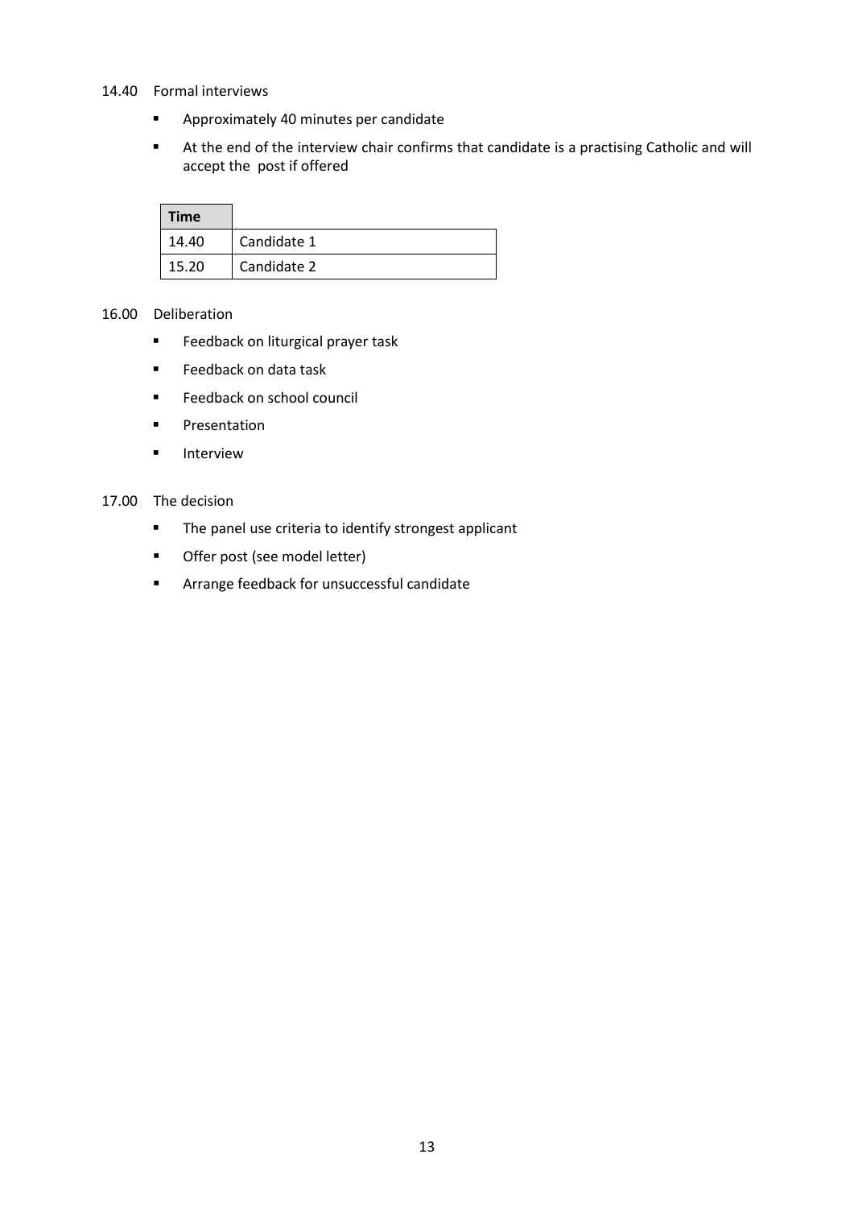14.40 Formal interviews

- Approximately 40 minutes per candidate
- At the end of the interview chair confirms that candidate is a practising Catholic and will accept the post if offered

| Time | |
|---|---|
| 14.40 | Candidate 1 |
| 15.20 | Candidate 2 |

16.00 Deliberation

- Feedback on liturgical prayer task
- Feedback on data task
- Feedback on school council
- Presentation
- Interview

17.00 The decision

- The panel use criteria to identify strongest applicant
- Offer post (see model letter)
- Arrange feedback for unsuccessful candidate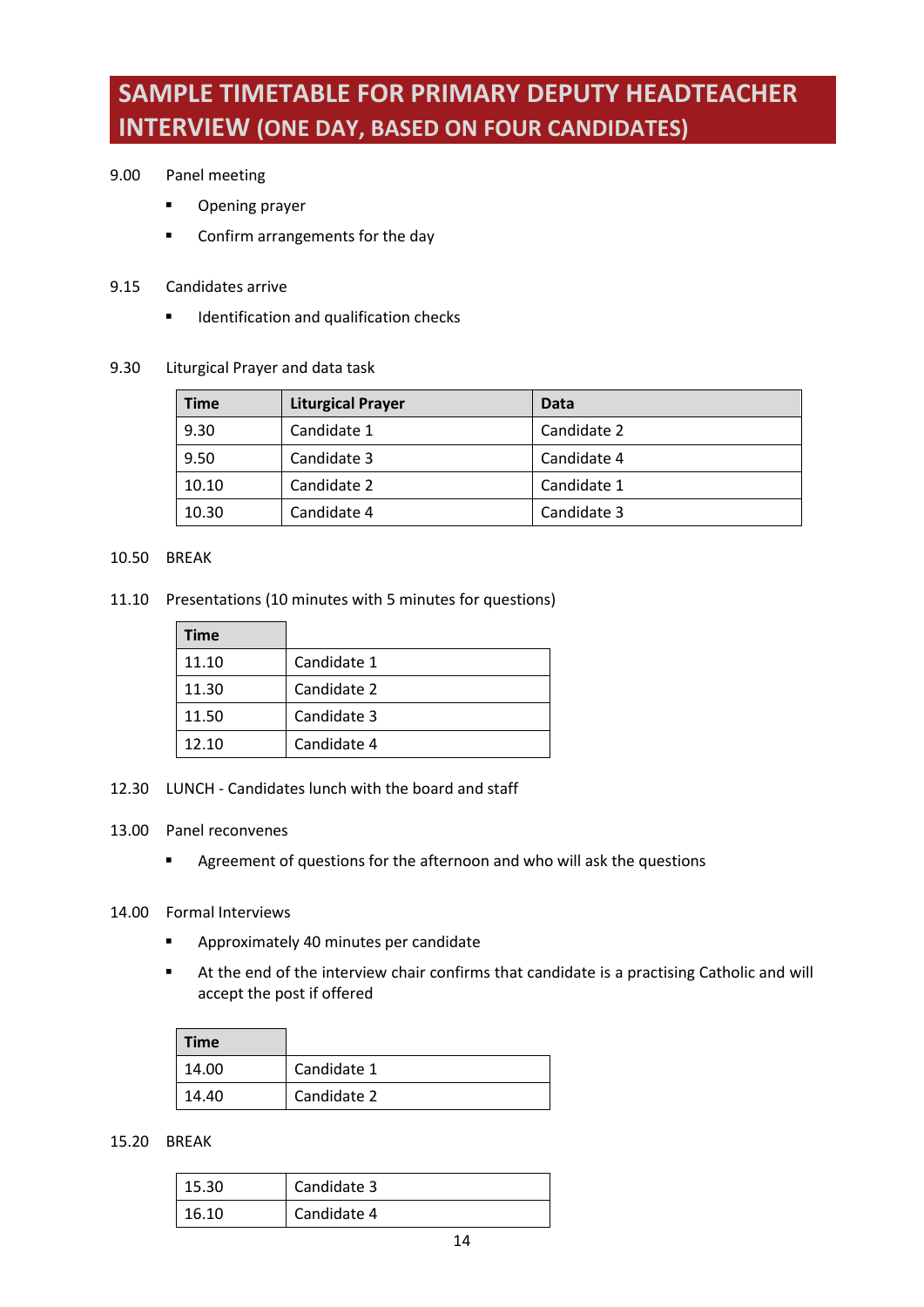# SAMPLE TIMETABLE FOR PRIMARY DEPUTY HEADTEACHER INTERVIEW (ONE DAY, BASED ON FOUR CANDIDATES)

9.00 Panel meeting

- Opening prayer
- Confirm arrangements for the day

9.15 Candidates arrive

- Identification and qualification checks

9.30 Liturgical Prayer and data task

| Time | Liturgical Prayer | Data |
|---|---|---|
| 9.30 | Candidate 1 | Candidate 2 |
| 9.50 | Candidate 3 | Candidate 4 |
| 10.10 | Candidate 2 | Candidate 1 |
| 10.30 | Candidate 4 | Candidate 3 |

10.50 BREAK

11.10 Presentations (10 minutes with 5 minutes for questions)

| Time | |
|---|---|
| 11.10 | Candidate 1 |
| 11.30 | Candidate 2 |
| 11.50 | Candidate 3 |
| 12.10 | Candidate 4 |

12.30 LUNCH - Candidates lunch with the board and staff

13.00 Panel reconvenes

- Agreement of questions for the afternoon and who will ask the questions

14.00 Formal Interviews

- Approximately 40 minutes per candidate
- At the end of the interview chair confirms that candidate is a practising Catholic and will accept the post if offered

| Time | |
|---|---|
| 14.00 | Candidate 1 |
| 14.40 | Candidate 2 |

15.20 BREAK

| | |
|---|---|
| 15.30 | Candidate 3 |
| 16.10 | Candidate 4 |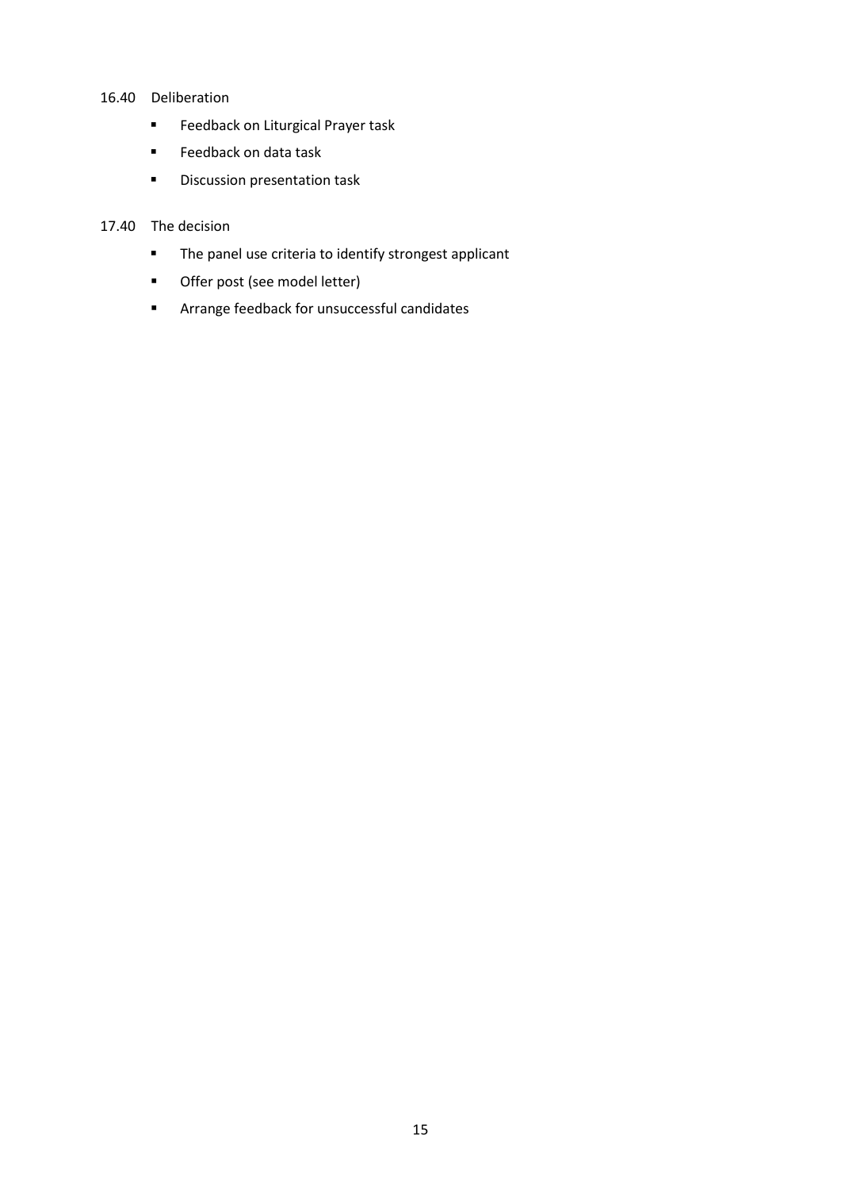16.40 Deliberation

- Feedback on Liturgical Prayer task
- Feedback on data task
- Discussion presentation task

17.40 The decision

- The panel use criteria to identify strongest applicant
- Offer post (see model letter)
- Arrange feedback for unsuccessful candidates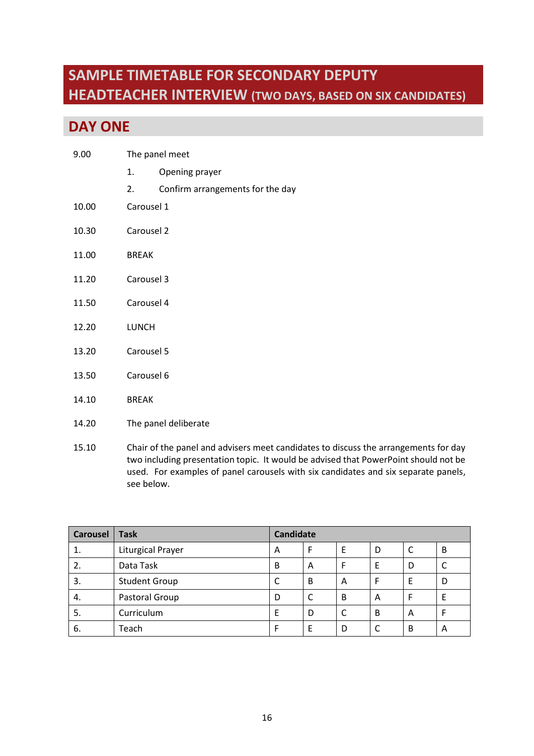# SAMPLE TIMETABLE FOR SECONDARY DEPUTY HEADTEACHER INTERVIEW (TWO DAYS, BASED ON SIX CANDIDATES)

## DAY ONE

9.00 The panel meet

1. Opening prayer
2. Confirm arrangements for the day

10.00 Carousel 1

10.30 Carousel 2

11.00 BREAK

11.20 Carousel 3

11.50 Carousel 4

12.20 LUNCH

13.20 Carousel 5

13.50 Carousel 6

14.10 BREAK

14.20 The panel deliberate

15.10 Chair of the panel and advisers meet candidates to discuss the arrangements for day two including presentation topic. It would be advised that PowerPoint should not be used. For examples of panel carousels with six candidates and six separate panels, see below.

| Carousel | Task | Candidate | | | | | |
|---|---|---|---|---|---|---|---|
| 1. | Liturgical Prayer | A | F | E | D | C | B |
| 2. | Data Task | B | A | F | E | D | C |
| 3. | Student Group | C | B | A | F | E | D |
| 4. | Pastoral Group | D | C | B | A | F | E |
| 5. | Curriculum | E | D | C | B | A | F |
| 6. | Teach | F | E | D | C | B | A |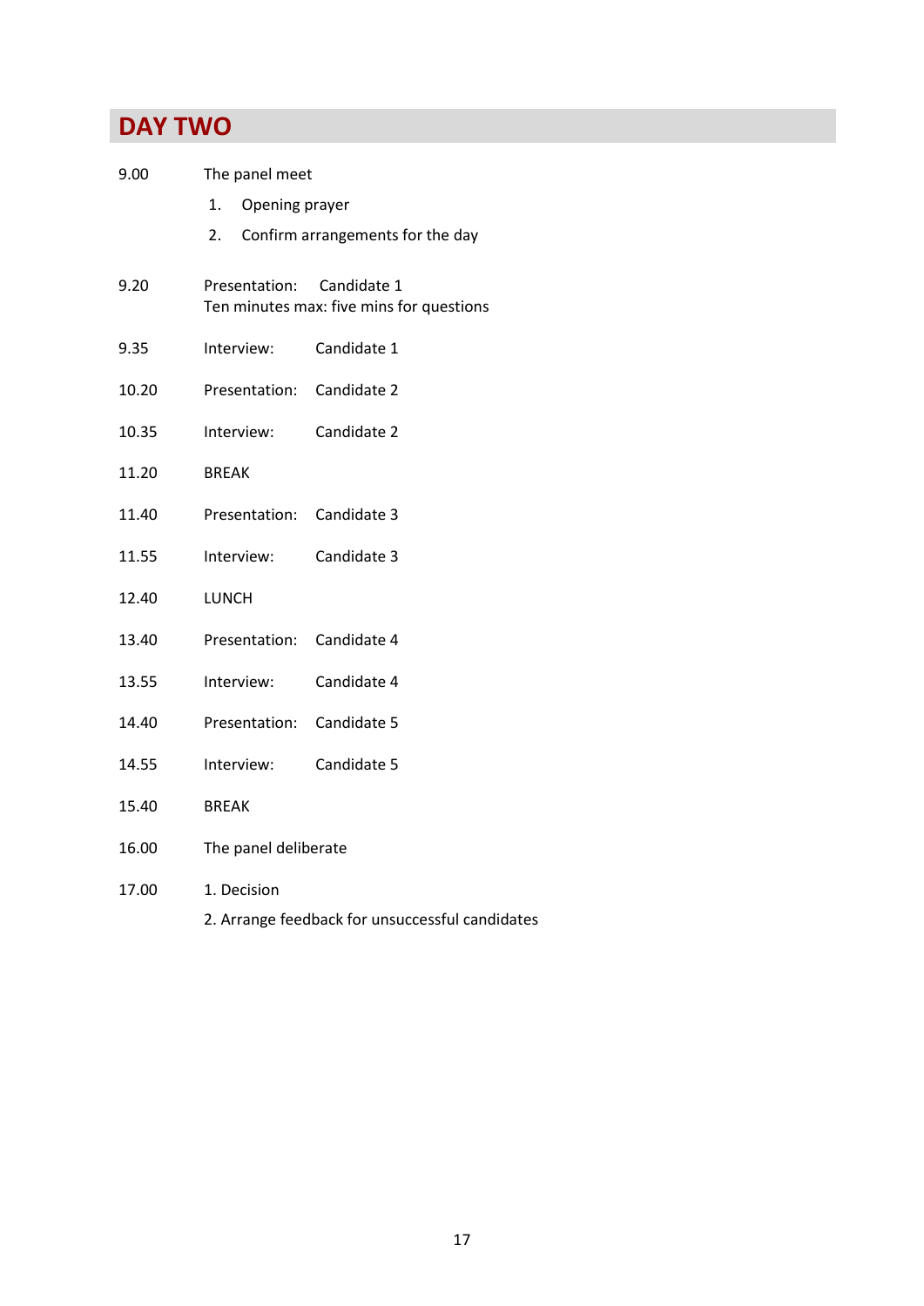## DAY TWO

| | |
|---|---|
| 9.00 | The panel meet<br>1. Opening prayer<br>2. Confirm arrangements for the day |
| 9.20 | Presentation: Candidate 1<br>Ten minutes max: five mins for questions |
| 9.35 | Interview: Candidate 1 |
| 10.20 | Presentation: Candidate 2 |
| 10.35 | Interview: Candidate 2 |
| 11.20 | BREAK |
| 11.40 | Presentation: Candidate 3 |
| 11.55 | Interview: Candidate 3 |
| 12.40 | LUNCH |
| 13.40 | Presentation: Candidate 4 |
| 13.55 | Interview: Candidate 4 |
| 14.40 | Presentation: Candidate 5 |
| 14.55 | Interview: Candidate 5 |
| 15.40 | BREAK |
| 16.00 | The panel deliberate |
| 17.00 | 1. Decision<br>2. Arrange feedback for unsuccessful candidates |